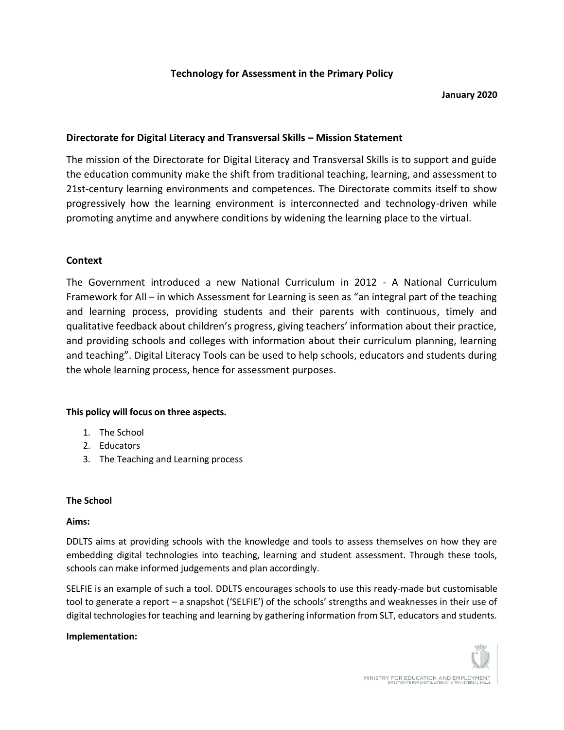# Technology for Assessment in the Primary Policy

**January 2020**

## Directorate for Digital Literacy and Transversal Skills – Mission Statement

The mission of the Directorate for Digital Literacy and Transversal Skills is to support and guide the education community make the shift from traditional teaching, learning, and assessment to 21st-century learning environments and competences. The Directorate commits itself to show progressively how the learning environment is interconnected and technology-driven while promoting anytime and anywhere conditions by widening the learning place to the virtual.

## Context

The Government introduced a new National Curriculum in 2012 - A National Curriculum Framework for All – in which Assessment for Learning is seen as "an integral part of the teaching and learning process, providing students and their parents with continuous, timely and qualitative feedback about children's progress, giving teachers' information about their practice, and providing schools and colleges with information about their curriculum planning, learning and teaching". Digital Literacy Tools can be used to help schools, educators and students during the whole learning process, hence for assessment purposes.

**This policy will focus on three aspects.**

1. The School
2. Educators
3. The Teaching and Learning process

### The School

**Aims:**

DDLTS aims at providing schools with the knowledge and tools to assess themselves on how they are embedding digital technologies into teaching, learning and student assessment. Through these tools, schools can make informed judgements and plan accordingly.

SELFIE is an example of such a tool. DDLTS encourages schools to use this ready-made but customisable tool to generate a report – a snapshot ('SELFIE') of the schools' strengths and weaknesses in their use of digital technologies for teaching and learning by gathering information from SLT, educators and students.

**Implementation:**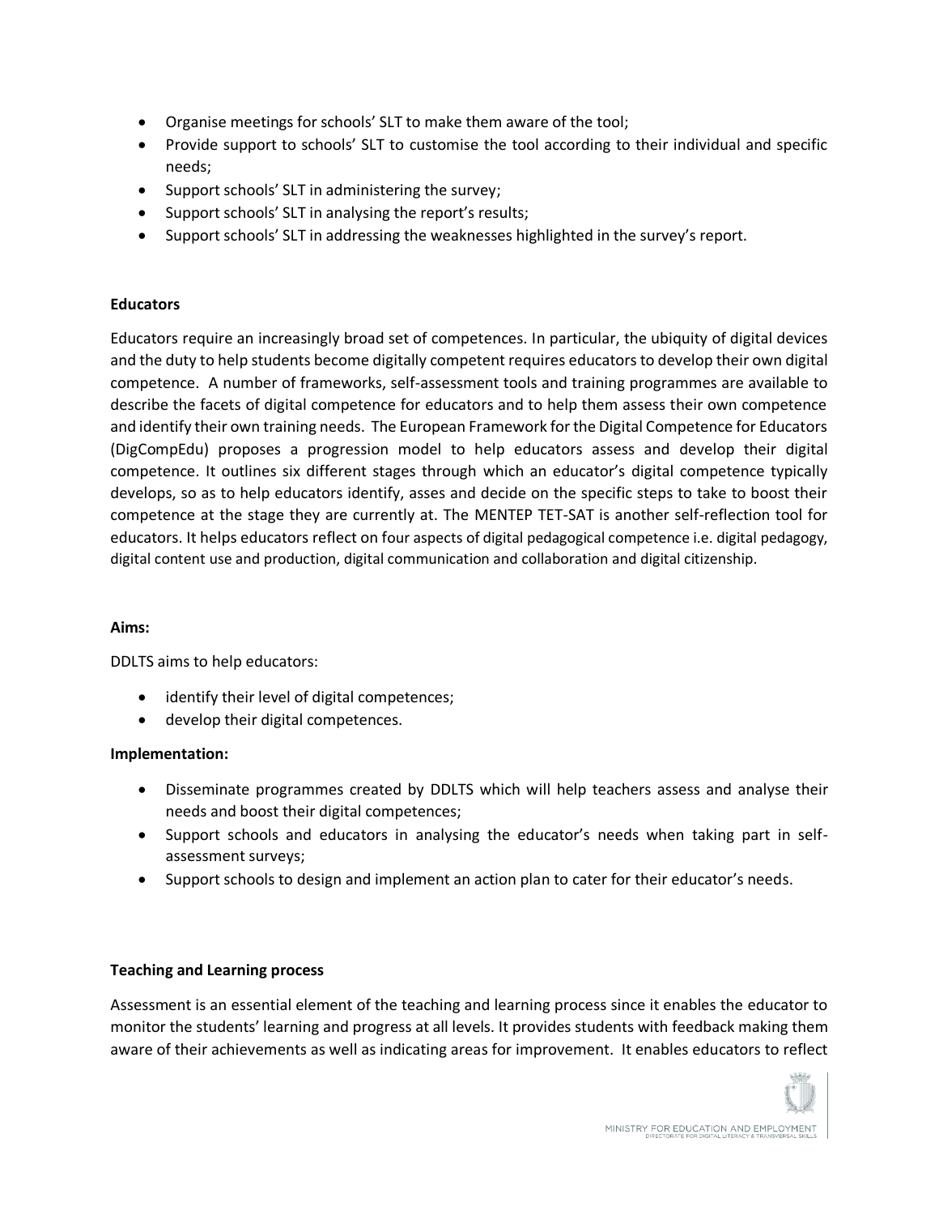- Organise meetings for schools' SLT to make them aware of the tool;
- Provide support to schools' SLT to customise the tool according to their individual and specific needs;
- Support schools' SLT in administering the survey;
- Support schools' SLT in analysing the report's results;
- Support schools' SLT in addressing the weaknesses highlighted in the survey's report.

**Educators**

Educators require an increasingly broad set of competences. In particular, the ubiquity of digital devices and the duty to help students become digitally competent requires educators to develop their own digital competence. A number of frameworks, self-assessment tools and training programmes are available to describe the facets of digital competence for educators and to help them assess their own competence and identify their own training needs. The European Framework for the Digital Competence for Educators (DigCompEdu) proposes a progression model to help educators assess and develop their digital competence. It outlines six different stages through which an educator's digital competence typically develops, so as to help educators identify, asses and decide on the specific steps to take to boost their competence at the stage they are currently at. The MENTEP TET-SAT is another self-reflection tool for educators. It helps educators reflect on four aspects of digital pedagogical competence i.e. digital pedagogy, digital content use and production, digital communication and collaboration and digital citizenship.

**Aims:**

DDLTS aims to help educators:

- identify their level of digital competences;
- develop their digital competences.

**Implementation:**

- Disseminate programmes created by DDLTS which will help teachers assess and analyse their needs and boost their digital competences;
- Support schools and educators in analysing the educator's needs when taking part in self-assessment surveys;
- Support schools to design and implement an action plan to cater for their educator's needs.

**Teaching and Learning process**

Assessment is an essential element of the teaching and learning process since it enables the educator to monitor the students' learning and progress at all levels. It provides students with feedback making them aware of their achievements as well as indicating areas for improvement. It enables educators to reflect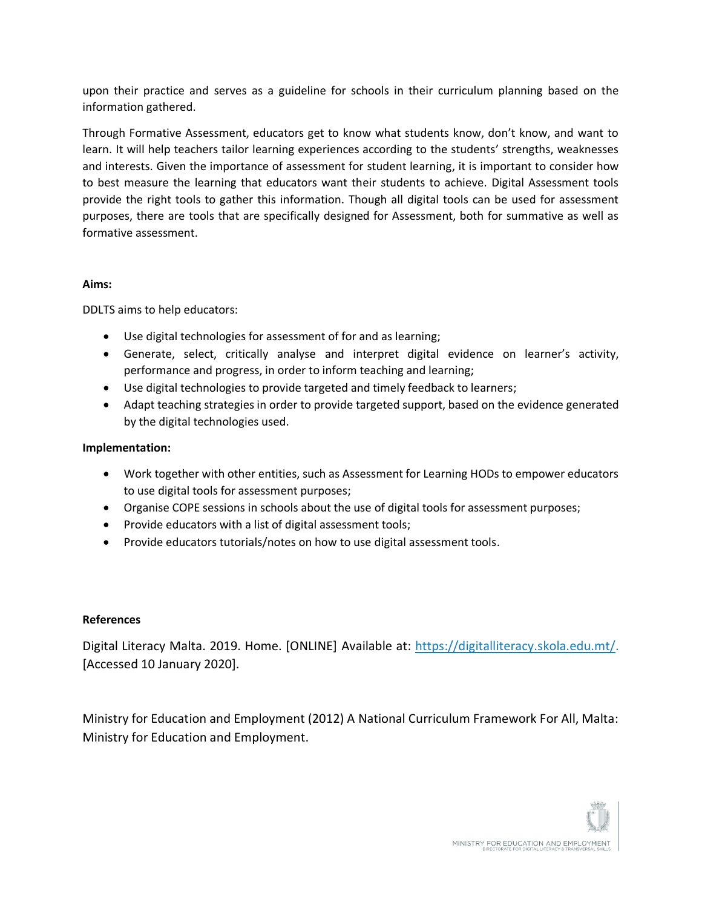upon their practice and serves as a guideline for schools in their curriculum planning based on the information gathered.

Through Formative Assessment, educators get to know what students know, don't know, and want to learn. It will help teachers tailor learning experiences according to the students' strengths, weaknesses and interests. Given the importance of assessment for student learning, it is important to consider how to best measure the learning that educators want their students to achieve. Digital Assessment tools provide the right tools to gather this information. Though all digital tools can be used for assessment purposes, there are tools that are specifically designed for Assessment, both for summative as well as formative assessment.

**Aims:**

DDLTS aims to help educators:

- Use digital technologies for assessment of for and as learning;
- Generate, select, critically analyse and interpret digital evidence on learner's activity, performance and progress, in order to inform teaching and learning;
- Use digital technologies to provide targeted and timely feedback to learners;
- Adapt teaching strategies in order to provide targeted support, based on the evidence generated by the digital technologies used.

**Implementation:**

- Work together with other entities, such as Assessment for Learning HODs to empower educators to use digital tools for assessment purposes;
- Organise COPE sessions in schools about the use of digital tools for assessment purposes;
- Provide educators with a list of digital assessment tools;
- Provide educators tutorials/notes on how to use digital assessment tools.

**References**

Digital Literacy Malta. 2019. Home. [ONLINE] Available at: https://digitalliteracy.skola.edu.mt/. [Accessed 10 January 2020].

Ministry for Education and Employment (2012) A National Curriculum Framework For All, Malta: Ministry for Education and Employment.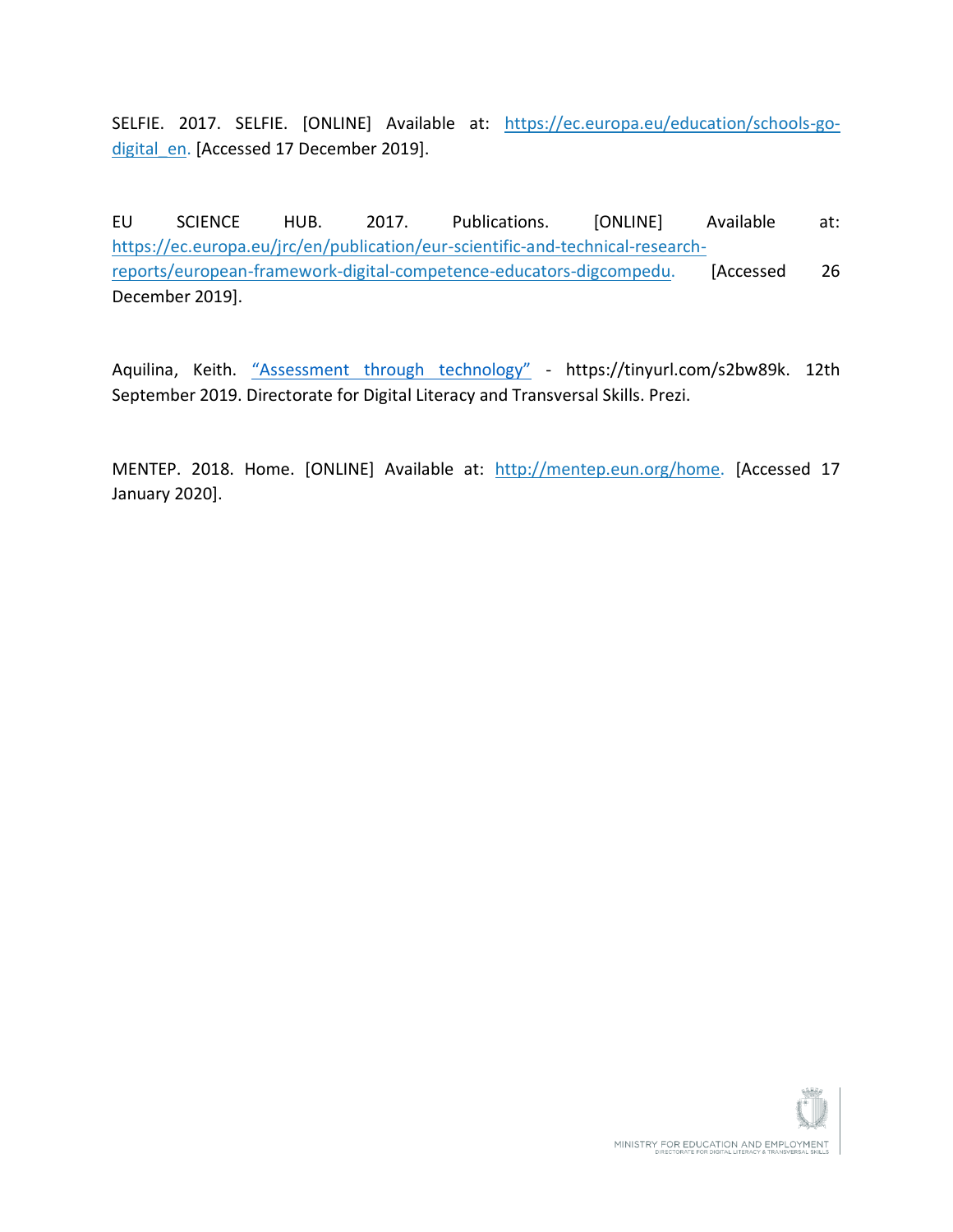SELFIE. 2017. SELFIE. [ONLINE] Available at: https://ec.europa.eu/education/schools-go-digital_en. [Accessed 17 December 2019].

EU SCIENCE HUB. 2017. Publications. [ONLINE] Available at: https://ec.europa.eu/jrc/en/publication/eur-scientific-and-technical-research-reports/european-framework-digital-competence-educators-digcompedu. [Accessed 26 December 2019].

Aquilina, Keith. "Assessment through technology" - https://tinyurl.com/s2bw89k. 12th September 2019. Directorate for Digital Literacy and Transversal Skills. Prezi.

MENTEP. 2018. Home. [ONLINE] Available at: http://mentep.eun.org/home. [Accessed 17 January 2020].